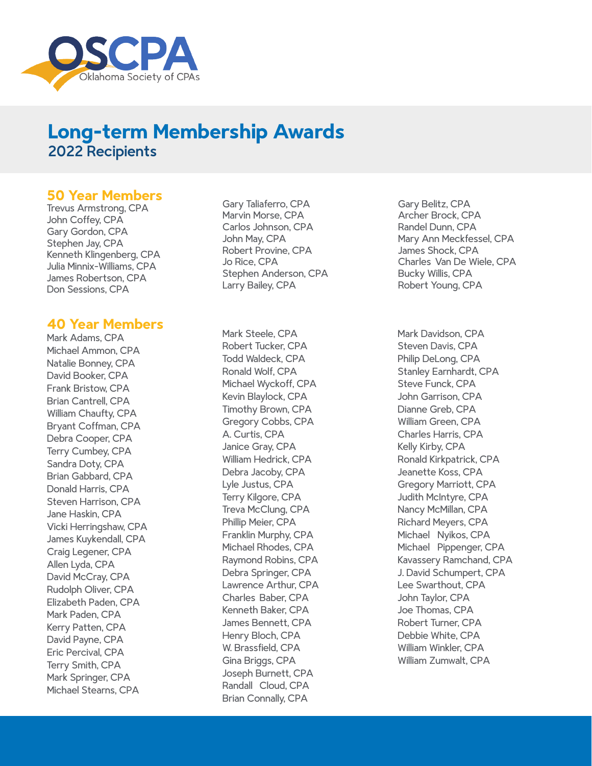OSCPA
Oklahoma Society of CPAs

# Long-term Membership Awards

## 2022 Recipients

### 50 Year Members

Trevus Armstrong, CPA
John Coffey, CPA
Gary Gordon, CPA
Stephen Jay, CPA
Kenneth Klingenberg, CPA
Julia Minnix-Williams, CPA
James Robertson, CPA
Don Sessions, CPA
Gary Taliaferro, CPA
Marvin Morse, CPA
Carlos Johnson, CPA
John May, CPA
Robert Provine, CPA
Jo Rice, CPA
Stephen Anderson, CPA
Larry Bailey, CPA
Gary Belitz, CPA
Archer Brock, CPA
Randel Dunn, CPA
Mary Ann Meckfessel, CPA
James Shock, CPA
Charles Van De Wiele, CPA
Bucky Willis, CPA
Robert Young, CPA

### 40 Year Members

Mark Adams, CPA
Michael Ammon, CPA
Natalie Bonney, CPA
David Booker, CPA
Frank Bristow, CPA
Brian Cantrell, CPA
William Chaufty, CPA
Bryant Coffman, CPA
Debra Cooper, CPA
Terry Cumbey, CPA
Sandra Doty, CPA
Brian Gabbard, CPA
Donald Harris, CPA
Steven Harrison, CPA
Jane Haskin, CPA
Vicki Herringshaw, CPA
James Kuykendall, CPA
Craig Legener, CPA
Allen Lyda, CPA
David McCray, CPA
Rudolph Oliver, CPA
Elizabeth Paden, CPA
Mark Paden, CPA
Kerry Patten, CPA
David Payne, CPA
Eric Percival, CPA
Terry Smith, CPA
Mark Springer, CPA
Michael Stearns, CPA
Mark Steele, CPA
Robert Tucker, CPA
Todd Waldeck, CPA
Ronald Wolf, CPA
Michael Wyckoff, CPA
Kevin Blaylock, CPA
Timothy Brown, CPA
Gregory Cobbs, CPA
A. Curtis, CPA
Janice Gray, CPA
William Hedrick, CPA
Debra Jacoby, CPA
Lyle Justus, CPA
Terry Kilgore, CPA
Treva McClung, CPA
Phillip Meier, CPA
Franklin Murphy, CPA
Michael Rhodes, CPA
Raymond Robins, CPA
Debra Springer, CPA
Lawrence Arthur, CPA
Charles Baber, CPA
Kenneth Baker, CPA
James Bennett, CPA
Henry Bloch, CPA
W. Brassfield, CPA
Gina Briggs, CPA
Joseph Burnett, CPA
Randall Cloud, CPA
Brian Connally, CPA
Mark Davidson, CPA
Steven Davis, CPA
Philip DeLong, CPA
Stanley Earnhardt, CPA
Steve Funck, CPA
John Garrison, CPA
Dianne Greb, CPA
William Green, CPA
Charles Harris, CPA
Kelly Kirby, CPA
Ronald Kirkpatrick, CPA
Jeanette Koss, CPA
Gregory Marriott, CPA
Judith McIntyre, CPA
Nancy McMillan, CPA
Richard Meyers, CPA
Michael Nyikos, CPA
Michael Pippenger, CPA
Kavassery Ramchand, CPA
J. David Schumpert, CPA
Lee Swarthout, CPA
John Taylor, CPA
Joe Thomas, CPA
Robert Turner, CPA
Debbie White, CPA
William Winkler, CPA
William Zumwalt, CPA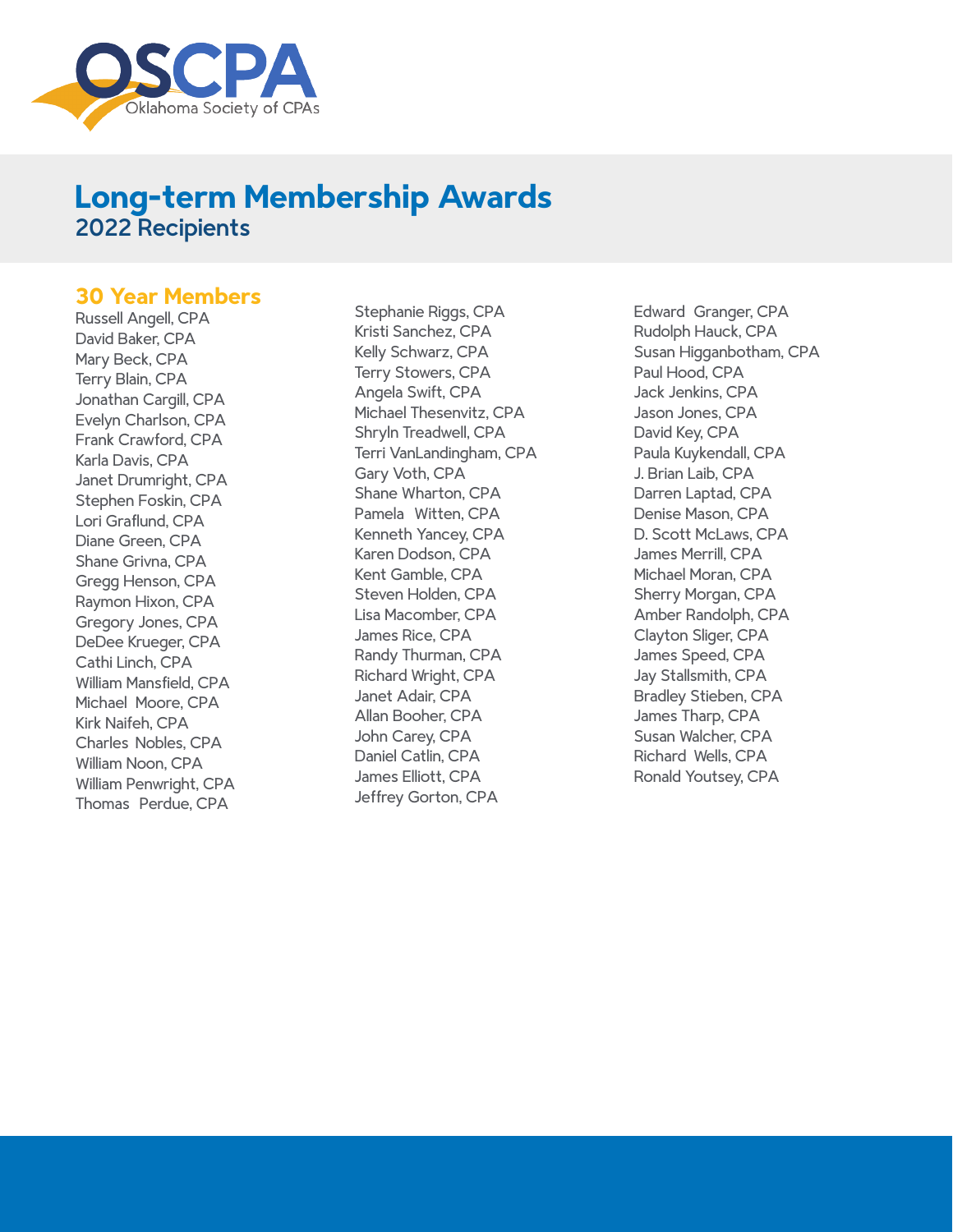OSCPA Oklahoma Society of CPAs

# Long-term Membership Awards

## 2022 Recipients

### 30 Year Members

Russell Angell, CPA
David Baker, CPA
Mary Beck, CPA
Terry Blain, CPA
Jonathan Cargill, CPA
Evelyn Charlson, CPA
Frank Crawford, CPA
Karla Davis, CPA
Janet Drumright, CPA
Stephen Foskin, CPA
Lori Graflund, CPA
Diane Green, CPA
Shane Grivna, CPA
Gregg Henson, CPA
Raymon Hixon, CPA
Gregory Jones, CPA
DeDee Krueger, CPA
Cathi Linch, CPA
William Mansfield, CPA
Michael Moore, CPA
Kirk Naifeh, CPA
Charles Nobles, CPA
William Noon, CPA
William Penwright, CPA
Thomas Perdue, CPA
Stephanie Riggs, CPA
Kristi Sanchez, CPA
Kelly Schwarz, CPA
Terry Stowers, CPA
Angela Swift, CPA
Michael Thesenvitz, CPA
Shryln Treadwell, CPA
Terri VanLandingham, CPA
Gary Voth, CPA
Shane Wharton, CPA
Pamela Witten, CPA
Kenneth Yancey, CPA
Karen Dodson, CPA
Kent Gamble, CPA
Steven Holden, CPA
Lisa Macomber, CPA
James Rice, CPA
Randy Thurman, CPA
Richard Wright, CPA
Janet Adair, CPA
Allan Booher, CPA
John Carey, CPA
Daniel Catlin, CPA
James Elliott, CPA
Jeffrey Gorton, CPA
Edward Granger, CPA
Rudolph Hauck, CPA
Susan Higganbotham, CPA
Paul Hood, CPA
Jack Jenkins, CPA
Jason Jones, CPA
David Key, CPA
Paula Kuykendall, CPA
J. Brian Laib, CPA
Darren Laptad, CPA
Denise Mason, CPA
D. Scott McLaws, CPA
James Merrill, CPA
Michael Moran, CPA
Sherry Morgan, CPA
Amber Randolph, CPA
Clayton Sliger, CPA
James Speed, CPA
Jay Stallsmith, CPA
Bradley Stieben, CPA
James Tharp, CPA
Susan Walcher, CPA
Richard Wells, CPA
Ronald Youtsey, CPA